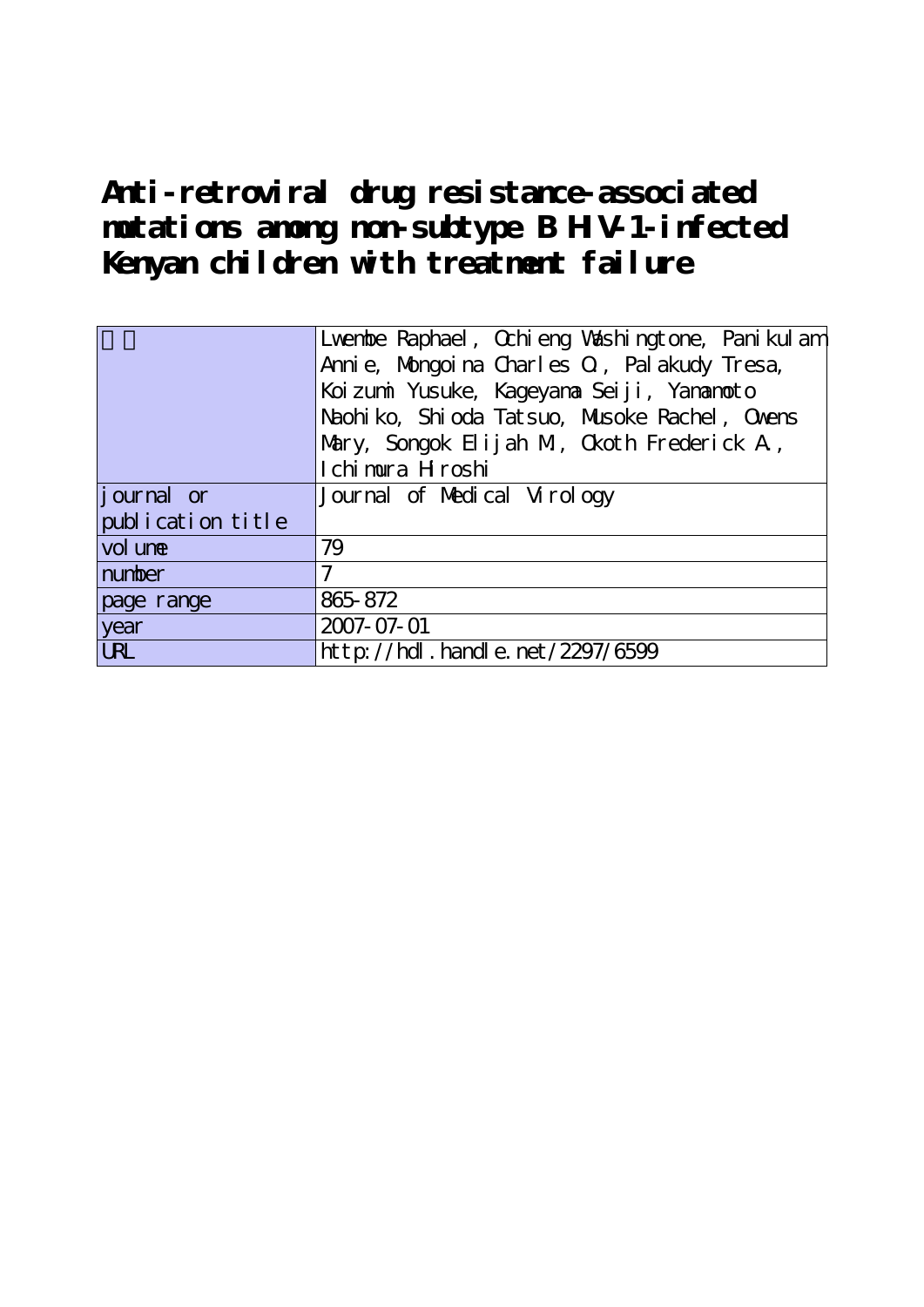# Anti-retroviral drug resistance-associated mutations among non-subtype B HIV-1-infected Kenyan children with treatment failure

| 著者 | Lwembe Raphael, Ochieng Washingtone, Panikulam Annie, Mongoina Charles O., Palakudy Tresa, Koizumi Yusuke, Kageyama Seiji, Yamamoto Naohiko, Shioda Tatsuo, Musoke Rachel, Owens Mary, Songok Elijah M., Okoth Frederick A., Ichimura Hiroshi |
|---|---|
| journal or publication title | Journal of Medical Virology |
| volume | 79 |
| number | 7 |
| page range | 865-872 |
| year | 2007-07-01 |
| URL | http://hdl.handle.net/2297/6599 |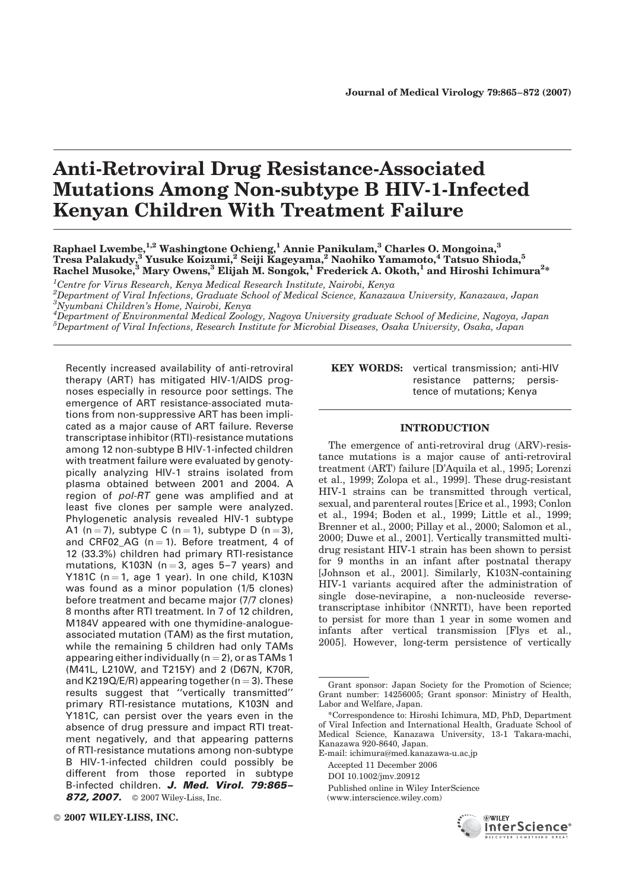# Anti-Retroviral Drug Resistance-Associated Mutations Among Non-subtype B HIV-1-Infected Kenyan Children With Treatment Failure

**Raphael Lwembe,[1,2] Washingtone Ochieng,[1] Annie Panikulam,[3] Charles O. Mongoina,[3] Tresa Palakudy,[3] Yusuke Koizumi,[2] Seiji Kageyama,[2] Naohiko Yamamoto,[4] Tatsuo Shioda,[5] Rachel Musoke,[3] Mary Owens,[3] Elijah M. Songok,[1] Frederick A. Okoth,[1] and Hiroshi Ichimura[2]***

[1]*Centre for Virus Research, Kenya Medical Research Institute, Nairobi, Kenya*
[2]*Department of Viral Infections, Graduate School of Medical Science, Kanazawa University, Kanazawa, Japan*
[3]*Nyumbani Children's Home, Nairobi, Kenya*
[4]*Department of Environmental Medical Zoology, Nagoya University graduate School of Medicine, Nagoya, Japan*
[5]*Department of Viral Infections, Research Institute for Microbial Diseases, Osaka University, Osaka, Japan*

Recently increased availability of anti-retroviral therapy (ART) has mitigated HIV-1/AIDS prognoses especially in resource poor settings. The emergence of ART resistance-associated mutations from non-suppressive ART has been implicated as a major cause of ART failure. Reverse transcriptase inhibitor (RTI)-resistance mutations among 12 non-subtype B HIV-1-infected children with treatment failure were evaluated by genotypically analyzing HIV-1 strains isolated from plasma obtained between 2001 and 2004. A region of *pol-RT* gene was amplified and at least five clones per sample were analyzed. Phylogenetic analysis revealed HIV-1 subtype A1 (n = 7), subtype C (n = 1), subtype D (n = 3), and CRF02_AG (n = 1). Before treatment, 4 of 12 (33.3%) children had primary RTI-resistance mutations, K103N (n = 3, ages 5–7 years) and Y181C (n = 1, age 1 year). In one child, K103N was found as a minor population (1/5 clones) before treatment and became major (7/7 clones) 8 months after RTI treatment. In 7 of 12 children, M184V appeared with one thymidine-analogue-associated mutation (TAM) as the first mutation, while the remaining 5 children had only TAMs appearing either individually (n = 2), or as TAMs 1 (M41L, L210W, and T215Y) and 2 (D67N, K70R, and K219Q/E/R) appearing together (n = 3). These results suggest that "vertically transmitted" primary RTI-resistance mutations, K103N and Y181C, can persist over the years even in the absence of drug pressure and impact RTI treatment negatively, and that appearing patterns of RTI-resistance mutations among non-subtype B HIV-1-infected children could possibly be different from those reported in subtype B-infected children. ***J. Med. Virol. 79:865–872, 2007.*** © 2007 Wiley-Liss, Inc.

**KEY WORDS:** vertical transmission; anti-HIV resistance patterns; persistence of mutations; Kenya

## INTRODUCTION

The emergence of anti-retroviral drug (ARV)-resistance mutations is a major cause of anti-retroviral treatment (ART) failure [D'Aquila et al., 1995; Lorenzi et al., 1999; Zolopa et al., 1999]. These drug-resistant HIV-1 strains can be transmitted through vertical, sexual, and parenteral routes [Erice et al., 1993; Conlon et al., 1994; Boden et al., 1999; Little et al., 1999; Brenner et al., 2000; Pillay et al., 2000; Salomon et al., 2000; Duwe et al., 2001]. Vertically transmitted multi-drug resistant HIV-1 strain has been shown to persist for 9 months in an infant after postnatal therapy [Johnson et al., 2001]. Similarly, K103N-containing HIV-1 variants acquired after the administration of single dose-nevirapine, a non-nucleoside reverse-transcriptase inhibitor (NNRTI), have been reported to persist for more than 1 year in some women and infants after vertical transmission [Flys et al., 2005]. However, long-term persistence of vertically

---

Grant sponsor: Japan Society for the Promotion of Science; Grant number: 14256005; Grant sponsor: Ministry of Health, Labor and Welfare, Japan.

*Correspondence to: Hiroshi Ichimura, MD, PhD, Department of Viral Infection and International Health, Graduate School of Medical Science, Kanazawa University, 13-1 Takara-machi, Kanazawa 920-8640, Japan.
E-mail: ichimura@med.kanazawa-u.ac.jp

Accepted 11 December 2006

DOI 10.1002/jmv.20912

Published online in Wiley InterScience (www.interscience.wiley.com)

© 2007 WILEY-LISS, INC.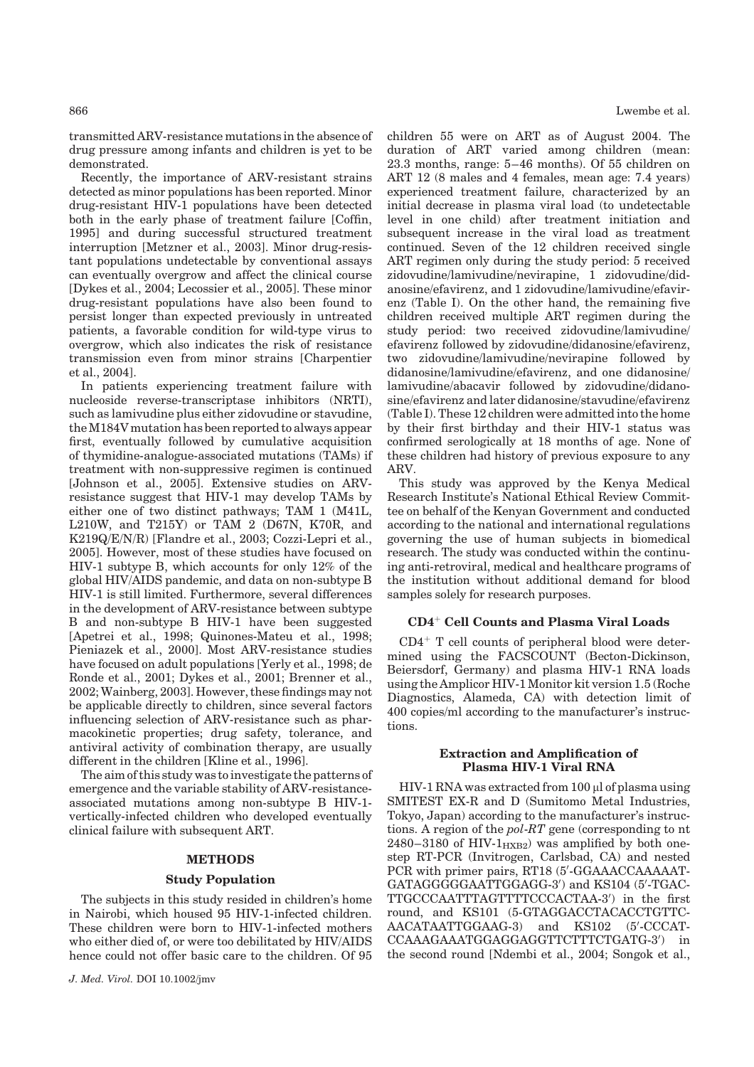transmitted ARV-resistance mutations in the absence of drug pressure among infants and children is yet to be demonstrated.

Recently, the importance of ARV-resistant strains detected as minor populations has been reported. Minor drug-resistant HIV-1 populations have been detected both in the early phase of treatment failure [Coffin, 1995] and during successful structured treatment interruption [Metzner et al., 2003]. Minor drug-resistant populations undetectable by conventional assays can eventually overgrow and affect the clinical course [Dykes et al., 2004; Lecossier et al., 2005]. These minor drug-resistant populations have also been found to persist longer than expected previously in untreated patients, a favorable condition for wild-type virus to overgrow, which also indicates the risk of resistance transmission even from minor strains [Charpentier et al., 2004].

In patients experiencing treatment failure with nucleoside reverse-transcriptase inhibitors (NRTI), such as lamivudine plus either zidovudine or stavudine, the M184V mutation has been reported to always appear first, eventually followed by cumulative acquisition of thymidine-analogue-associated mutations (TAMs) if treatment with non-suppressive regimen is continued [Johnson et al., 2005]. Extensive studies on ARV-resistance suggest that HIV-1 may develop TAMs by either one of two distinct pathways; TAM 1 (M41L, L210W, and T215Y) or TAM 2 (D67N, K70R, and K219Q/E/N/R) [Flandre et al., 2003; Cozzi-Lepri et al., 2005]. However, most of these studies have focused on HIV-1 subtype B, which accounts for only 12% of the global HIV/AIDS pandemic, and data on non-subtype B HIV-1 is still limited. Furthermore, several differences in the development of ARV-resistance between subtype B and non-subtype B HIV-1 have been suggested [Apetrei et al., 1998; Quinones-Mateu et al., 1998; Pieniazek et al., 2000]. Most ARV-resistance studies have focused on adult populations [Yerly et al., 1998; de Ronde et al., 2001; Dykes et al., 2001; Brenner et al., 2002; Wainberg, 2003]. However, these findings may not be applicable directly to children, since several factors influencing selection of ARV-resistance such as pharmacokinetic properties; drug safety, tolerance, and antiviral activity of combination therapy, are usually different in the children [Kline et al., 1996].

The aim of this study was to investigate the patterns of emergence and the variable stability of ARV-resistance-associated mutations among non-subtype B HIV-1-vertically-infected children who developed eventually clinical failure with subsequent ART.

## METHODS

### Study Population

The subjects in this study resided in children's home in Nairobi, which housed 95 HIV-1-infected children. These children were born to HIV-1-infected mothers who either died of, or were too debilitated by HIV/AIDS hence could not offer basic care to the children. Of 95 children 55 were on ART as of August 2004. The duration of ART varied among children (mean: 23.3 months, range: 5–46 months). Of 55 children on ART 12 (8 males and 4 females, mean age: 7.4 years) experienced treatment failure, characterized by an initial decrease in plasma viral load (to undetectable level in one child) after treatment initiation and subsequent increase in the viral load as treatment continued. Seven of the 12 children received single ART regimen only during the study period: 5 received zidovudine/lamivudine/nevirapine, 1 zidovudine/didanosine/efavirenz, and 1 zidovudine/lamivudine/efavirenz (Table I). On the other hand, the remaining five children received multiple ART regimen during the study period: two received zidovudine/lamivudine/efavirenz followed by zidovudine/didanosine/efavirenz, two zidovudine/lamivudine/nevirapine followed by didanosine/lamivudine/efavirenz, and one didanosine/lamivudine/abacavir followed by zidovudine/didanosine/efavirenz and later didanosine/stavudine/efavirenz (Table I). These 12 children were admitted into the home by their first birthday and their HIV-1 status was confirmed serologically at 18 months of age. None of these children had history of previous exposure to any ARV.

This study was approved by the Kenya Medical Research Institute's National Ethical Review Committee on behalf of the Kenyan Government and conducted according to the national and international regulations governing the use of human subjects in biomedical research. The study was conducted within the continuing anti-retroviral, medical and healthcare programs of the institution without additional demand for blood samples solely for research purposes.

### $CD4^+$ Cell Counts and Plasma Viral Loads

$CD4^+$ T cell counts of peripheral blood were determined using the FACSCOUNT (Becton-Dickinson, Beiersdorf, Germany) and plasma HIV-1 RNA loads using the Amplicor HIV-1 Monitor kit version 1.5 (Roche Diagnostics, Alameda, CA) with detection limit of 400 copies/ml according to the manufacturer's instructions.

### Extraction and Amplification of Plasma HIV-1 Viral RNA

HIV-1 RNA was extracted from 100 μl of plasma using SMITEST EX-R and D (Sumitomo Metal Industries, Tokyo, Japan) according to the manufacturer's instructions. A region of the *pol-RT* gene (corresponding to nt 2480–3180 of HIV-$1_{HXB2}$) was amplified by both one-step RT-PCR (Invitrogen, Carlsbad, CA) and nested PCR with primer pairs, RT18 (5′-GGAAACCAAAAATGATAGGGGGAATTGGAGG-3′) and KS104 (5′-TGACTTGCCCAATTTAGTTTTCCCACTAA-3′) in the first round, and KS101 (5-GTAGGACCTACACCTGTTCAACATAATTGGAAG-3) and KS102 (5′-CCCATCCAAAGAAATGGAGGAGGTTCTTTCTGATG-3′) in the second round [Ndembi et al., 2004; Songok et al.,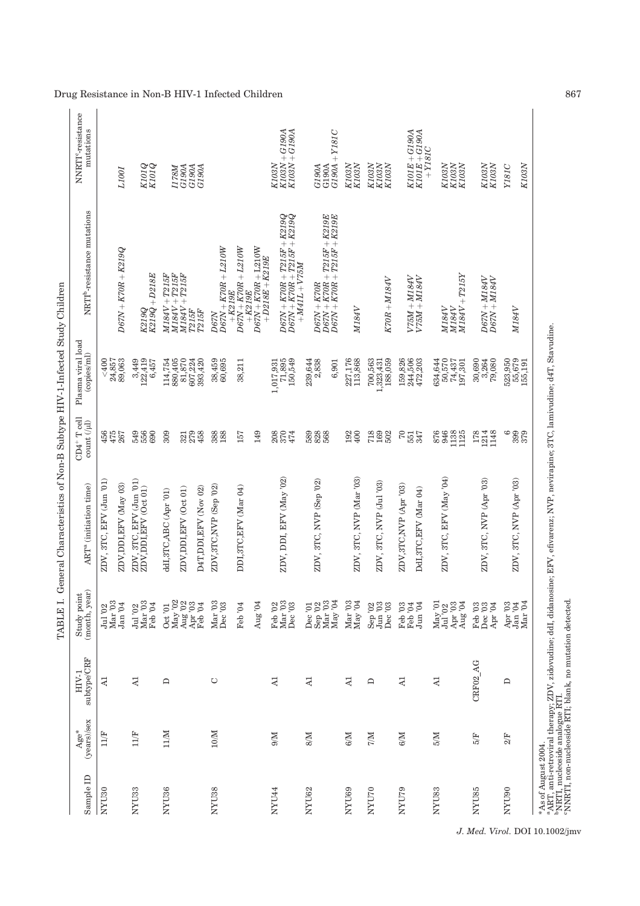TABLE I. General Characteristics of Non-B Subtype HIV-1-Infected Study Children

| Sample ID | Age* (years)/sex | HIV-1 subtype/CRF | Study point (month, year) | ART[a] (initiation time) | $CD4^+$ T cell count (/µl) | Plasma viral load (copies/ml) | NRTI[b]-resistance mutations | NNRTI[c]-resistance mutations |
|---|---|---|---|---|---|---|---|---|
| NYU30 | 11/F | A1 | Jul '02 | ZDV, 3TC, EFV (Jun '01) | 456 | <400 | | |
| | | | Mar '03 | | 475 | 24,857 | | |
| | | | Jan '04 | ZDV,DDI,EFV (May 03) | 267 | 89,063 | *D67N + K70R + K219Q* | *L100I* |
| NYU33 | 11/F | A1 | Jul '02 | ZDV, 3TC, EFV (Jun '01) | 549 | 3,449 | | |
| | | | Mar '03 | ZDV,DDI,EFV (Oct 01) | 556 | 122,419 | *K219Q* | *K101Q* |
| | | | Feb '04 | | 690 | 6,457 | *K219Q + D218E* | *K101Q* |
| NYU36 | 11/M | D | Oct '01 | ddI,3TC,ABC (Apr '01) | 309 | 114,754 | *M184V + T215F* | |
| | | | May '02 | | | 880,405 | *M184V + T215F* | *I178M* |
| | | | Aug '02 | ZDV,DDI,EFV (Oct 01) | 321 | 81,870 | *M184V + T215F* | *G190A* |
| | | | Apr '03 | | 279 | 607,224 | *T215F* | *G190A* |
| | | | Feb '04 | D4T,DDI,EFV (Nov 02) | 458 | 393,420 | *T215F* | *G190A* |
| NYU38 | 10/M | C | Mar '03 | ZDV,3TC,NVP (Sep '02) | 388 | 38,459 | *D67N* | |
| | | | Dec '03 | | 188 | 60,695 | *D67N + K70R + L210W + K219E* | |
| | | | Feb '04 | DDI,3TC,EFV (Mar 04) | 157 | 38,211 | *D67N + K70R + L210W + K219E* | |
| | | | Aug '04 | | 149 | | *D67N + K70R + L210W + D218E + K219E* | |
| NYU44 | 9/M | A1 | Feb '02 | ZDV, DDI, EFV (May '02) | 208 | 1,017,931 | | *K103N* |
| | | | Mar '03 | | 370 | 71,895 | *D67N + K70R + T215F + K219Q* | *K103N + G190A* |
| | | | Dec '03 | | 474 | 150,549 | *D67N + K70R + T215F + K219Q + M41L + V75M* | *K103N + G190A* |
| NYU62 | 8/M | A1 | Dec '01 | ZDV, 3TC, NVP (Sep '02) | 589 | 239,644 | | |
| | | | Sep '02 | | 828 | 2,838 | *D67N + K70R* | *G190A* |
| | | | Mar '03 | | 568 | | *D67N + K70R + T215F + K219E* | G190A |
| | | | May '04 | | | 6,901 | *D67N + K70R + T215F + K219E* | *G190A + Y181C* |
| NYU69 | 6/M | A1 | Mar '03 | ZDV, 3TC, NVP (Mar '03) | 192 | 227,176 | | *K103N* |
| | | | May '04 | | 400 | 113,868 | *M184V* | *K103N* |
| NYU70 | 7/M | D | Sep '02 | ZDV, 3TC, NVP (Jul '03) | 718 | 700,563 | | *K103N* |
| | | | Jun '03 | | 169 | 1,323,431 | | *K103N* |
| | | | Dec '03 | | 502 | 188,059 | *K70R + M184V* | *K103N* |
| NYU79 | 6/M | A1 | Feb '03 | ZDV,3TC,NVP (Apr '03) | 70 | 159,826 | | |
| | | | Feb '04 | | 551 | 244,506 | *V75M + M184V* | *K101E + G190A* |
| | | | Jun '04 | DdI,3TC,EFV (Mar 04) | 347 | 472,203 | *V75M + M184V* | *K101E + G190A + Y181C* |
| NYU83 | 5/M | A1 | May '01 | ZDV, 3TC, EFV (May '04) | 876 | 634,644 | | |
| | | | Jul '02 | | 946 | 50,570 | *M184V* | *K103N* |
| | | | Apr '03 | | 1138 | 74,437 | *M184V* | *K103N* |
| | | | Aug '04 | | 1125 | 197,301 | *M184V + T215Y* | *K103N* |
| NYU85 | 5/F | CRF02_AG | Feb '03 | ZDV, 3TC, NVP (Apr '03) | 178 | 30,690 | | |
| | | | Dec '03 | | 1214 | 3,264 | *D67N + M184V* | *K103N* |
| | | | Apr '04 | | 1148 | 79,080 | *D67N + M184V* | *K103N* |
| NYU90 | 2/F | D | Apr '03 | ZDV, 3TC, NVP (Apr '03) | 6 | 523,950 | | *Y181C* |
| | | | Jan '04 | | 399 | 55,679 | *M184V* | |
| | | | Mar '04 | | 379 | 155,191 | | *K103N* |

*As of August 2004.
[a]ART, anti-retroviral therapy; ZDV, zidovudine; ddI, didanosine; EFV, efivarenz; NVP, nevirapine; 3TC, lamivudine; d4T, Stavudine.
[b]NRTI, nucleoside analogue RTI.
[c]NNRTI, non-nucleoside RTI; blank, no mutation detected.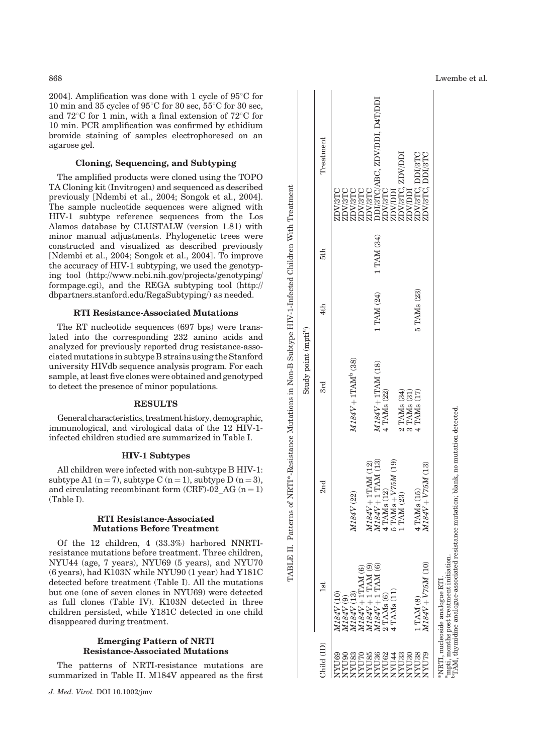2004]. Amplification was done with 1 cycle of 95°C for 10 min and 35 cycles of 95°C for 30 sec, 55°C for 30 sec, and 72°C for 1 min, with a final extension of 72°C for 10 min. PCR amplification was confirmed by ethidium bromide staining of samples electrophoresed on an agarose gel.

### Cloning, Sequencing, and Subtyping

The amplified products were cloned using the TOPO TA Cloning kit (Invitrogen) and sequenced as described previously [Ndembi et al., 2004; Songok et al., 2004]. The sample nucleotide sequences were aligned with HIV-1 subtype reference sequences from the Los Alamos database by CLUSTALW (version 1.81) with minor manual adjustments. Phylogenetic trees were constructed and visualized as described previously [Ndembi et al., 2004; Songok et al., 2004]. To improve the accuracy of HIV-1 subtyping, we used the genotyping tool (http://www.ncbi.nih.gov/projects/genotyping/formpage.cgi), and the REGA subtyping tool (http://dbpartners.stanford.edu/RegaSubtyping/) as needed.

### RTI Resistance-Associated Mutations

The RT nucleotide sequences (697 bps) were translated into the corresponding 232 amino acids and analyzed for previously reported drug resistance-associated mutations in subtype B strains using the Stanford university HIVdb sequence analysis program. For each sample, at least five clones were obtained and genotyped to detect the presence of minor populations.

## RESULTS

General characteristics, treatment history, demographic, immunological, and virological data of the 12 HIV-1-infected children studied are summarized in Table I.

### HIV-1 Subtypes

All children were infected with non-subtype B HIV-1: subtype A1 (n = 7), subtype C (n = 1), subtype D (n = 3), and circulating recombinant form (CRF)-02_AG (n = 1) (Table I).

### RTI Resistance-Associated Mutations Before Treatment

Of the 12 children, 4 (33.3%) harbored NNRTI-resistance mutations before treatment. Three children, NYU44 (age, 7 years), NYU69 (5 years), and NYU70 (6 years), had K103N while NYU90 (1 year) had Y181C detected before treatment (Table I). All the mutations but one (one of seven clones in NYU69) were detected as full clones (Table IV). K103N detected in three children persisted, while Y181C detected in one child disappeared during treatment.

### Emerging Pattern of NRTI Resistance-Associated Mutations

The patterns of NRTI-resistance mutations are summarized in Table II. M184V appeared as the first

TABLE II. Patterns of NRTI*-Resistance Mutations in Non-B Subtype HIV-1-Infected Children With Treatment

| Child (ID) | Study point (mpti[a]) | | | | | Treatment |
|---|---|---|---|---|---|---|
| | 1st | 2nd | 3rd | 4th | 5th | |
| NYU69 | *M184V* (10) | | | | | ZDV/3TC |
| NYU90 | *M184V* (9) | *M184V* (22) | | | | ZDV/3TC |
| NYU83 | *M184V* (13) | | *M184V* + 1TAM[b] (38) | | | ZDV/3TC |
| NYU70 | *M184V* + 1TAM (6) | | | | | ZDV/3TC |
| NYU85 | *M184V* + 1 TAM (9) | *M184V* + 1TAM (12) | | | | ZDV/3TC |
| NYU36 | *M184V* + 1 TAM (6) | *M184V* + 1 TAM (13) | *M184V* + 1TAM (18) | 1 TAM (24) | 1 TAM (34) | DDI/3TC/ABC, ZDV/DDI, D4T/DDI |
| NYU62 | 2 TAMs (6) | 4 TAMs (12) | 4 TAMs (22) | | | ZDV/3TC |
| NYU44 | 4 TAMs (11) | 5 TAMs + *V75M* (19) | | | | ZDV/DDI |
| NYU33 | | 1 TAM (23) | 2 TAMs (34) | | | ZDV/3TC, ZDV/DDI |
| NYU30 | | | 3 TAMs (31) | | | ZDV/DDI |
| NYU38 | 1 TAM (8) | 4 TAMs (15) | 4 TAMs (17) | 5 TAMs (23) | | ZDV/3TC, DDI/3TC |
| NYU79 | *M184V* + *V75M* (10) | *M184V* + *V75M* (13) | | | | ZDV/3TC, DDI/3TC |

*NRTI, nucleoside analogue RTI.
[a]mpti, months post treatment initiation.
[b]TAM, thymidine analogue-associated resistance mutation; blank, no mutation detected.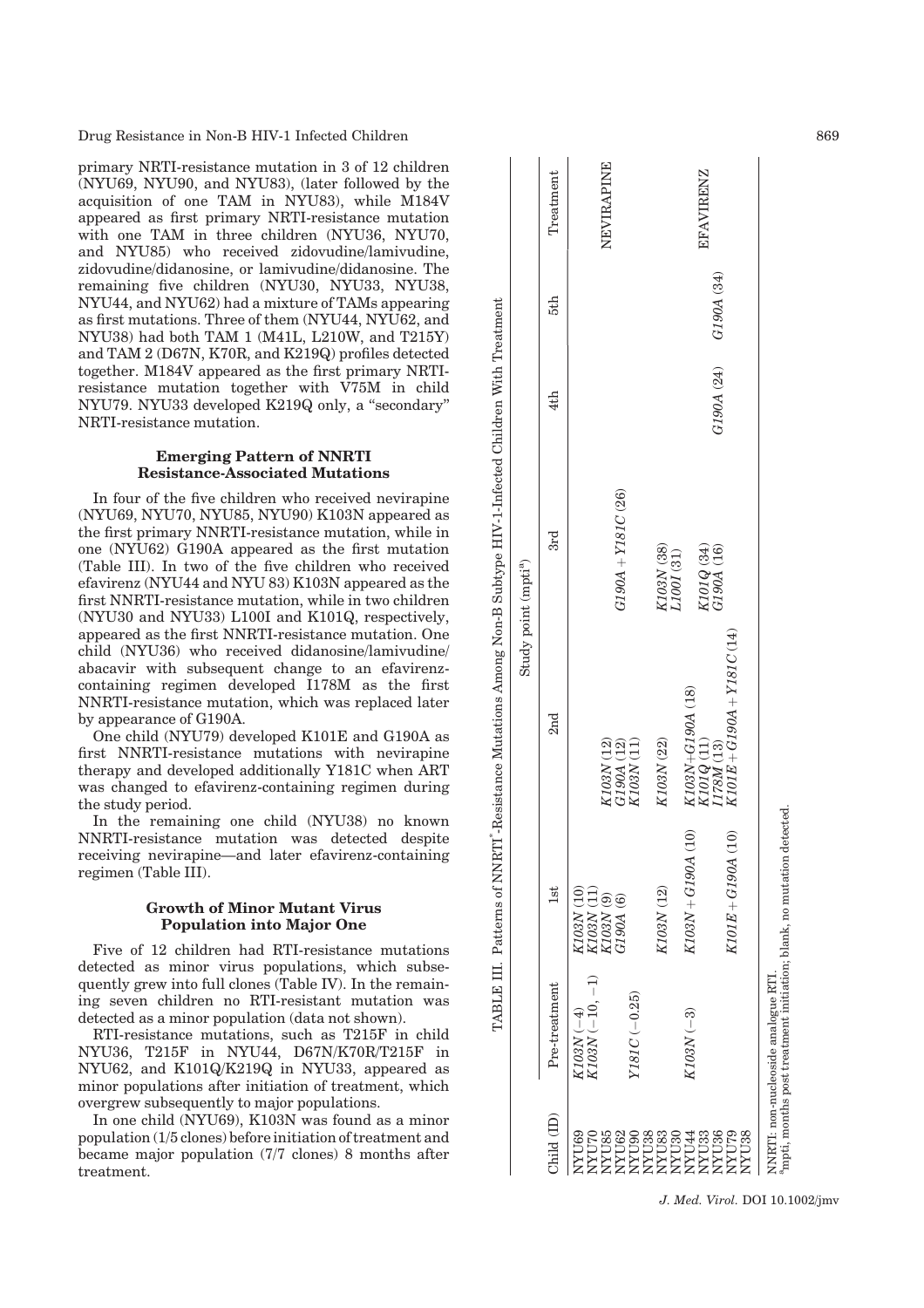primary NRTI-resistance mutation in 3 of 12 children (NYU69, NYU90, and NYU83), (later followed by the acquisition of one TAM in NYU83), while M184V appeared as first primary NRTI-resistance mutation with one TAM in three children (NYU36, NYU70, and NYU85) who received zidovudine/lamivudine, zidovudine/didanosine, or lamivudine/didanosine. The remaining five children (NYU30, NYU33, NYU38, NYU44, and NYU62) had a mixture of TAMs appearing as first mutations. Three of them (NYU44, NYU62, and NYU38) had both TAM 1 (M41L, L210W, and T215Y) and TAM 2 (D67N, K70R, and K219Q) profiles detected together. M184V appeared as the first primary NRTI-resistance mutation together with V75M in child NYU79. NYU33 developed K219Q only, a "secondary" NRTI-resistance mutation.

## Emerging Pattern of NNRTI Resistance-Associated Mutations

In four of the five children who received nevirapine (NYU69, NYU70, NYU85, NYU90) K103N appeared as the first primary NNRTI-resistance mutation, while in one (NYU62) G190A appeared as the first mutation (Table III). In two of the five children who received efavirenz (NYU44 and NYU 83) K103N appeared as the first NNRTI-resistance mutation, while in two children (NYU30 and NYU33) L100I and K101Q, respectively, appeared as the first NNRTI-resistance mutation. One child (NYU36) who received didanosine/lamivudine/abacavir with subsequent change to an efavirenz-containing regimen developed I178M as the first NNRTI-resistance mutation, which was replaced later by appearance of G190A.

One child (NYU79) developed K101E and G190A as first NNRTI-resistance mutations with nevirapine therapy and developed additionally Y181C when ART was changed to efavirenz-containing regimen during the study period.

In the remaining one child (NYU38) no known NNRTI-resistance mutation was detected despite receiving nevirapine—and later efavirenz-containing regimen (Table III).

## Growth of Minor Mutant Virus Population into Major One

Five of 12 children had RTI-resistance mutations detected as minor virus populations, which subsequently grew into full clones (Table IV). In the remaining seven children no RTI-resistant mutation was detected as a minor population (data not shown).

RTI-resistance mutations, such as T215F in child NYU36, T215F in NYU44, D67N/K70R/T215F in NYU62, and K101Q/K219Q in NYU33, appeared as minor populations after initiation of treatment, which overgrew subsequently to major populations.

In one child (NYU69), K103N was found as a minor population (1/5 clones) before initiation of treatment and became major population (7/7 clones) 8 months after treatment.

TABLE III. Patterns of NNRTI[*]-Resistance Mutations Among Non-B Subtype HIV-1-Infected Children With Treatment

| Child (ID) | Study point (mpti[a]) | | | | | | Treatment |
|---|---|---|---|---|---|---|---|
| | Pre-treatment | 1st | 2nd | 3rd | 4th | 5th | |
| NYU69 | *K103N* (−4) | *K103N* (10) | | | | | NEVIRAPINE |
| NYU70 | *K103N* (−10, −1) | *K103N* (11) | | | | | |
| NYU85 | | *K103N* (9) | *K103N* (12) | | | | |
| NYU62 | | *G190A* (6) | *G190A* (12) | | | | |
| NYU90 | *Y181C* (−0.25) | | *K103N* (11) | *G190A + Y181C* (26) | | | |
| NYU38 | | | | | | | |
| NYU83 | | *K103N* (12) | *K103N* (22) | *K103N* (38) | | | EFAVIRENZ |
| NYU30 | | | | *L100I* (31) | | | |
| NYU44 | *K103N* (−3) | *K103N + G190A* (10) | *K103N+G190A* (18) | | | | |
| NYU33 | | | *K101Q* (11) | *K101Q* (34) | | | |
| NYU36 | | | *I178M* (13) | *G190A* (16) | *G190A* (24) | *G190A* (34) | |
| NYU79 | | *K101E + G190A* (10) | *K101E + G190A + Y181C* (14) | | | | |
| NYU38 | | | | | | | |

NNRTI: non-nucleoside analogue RTI.
[a]mpti, months post treatment initiation; blank, no mutation detected.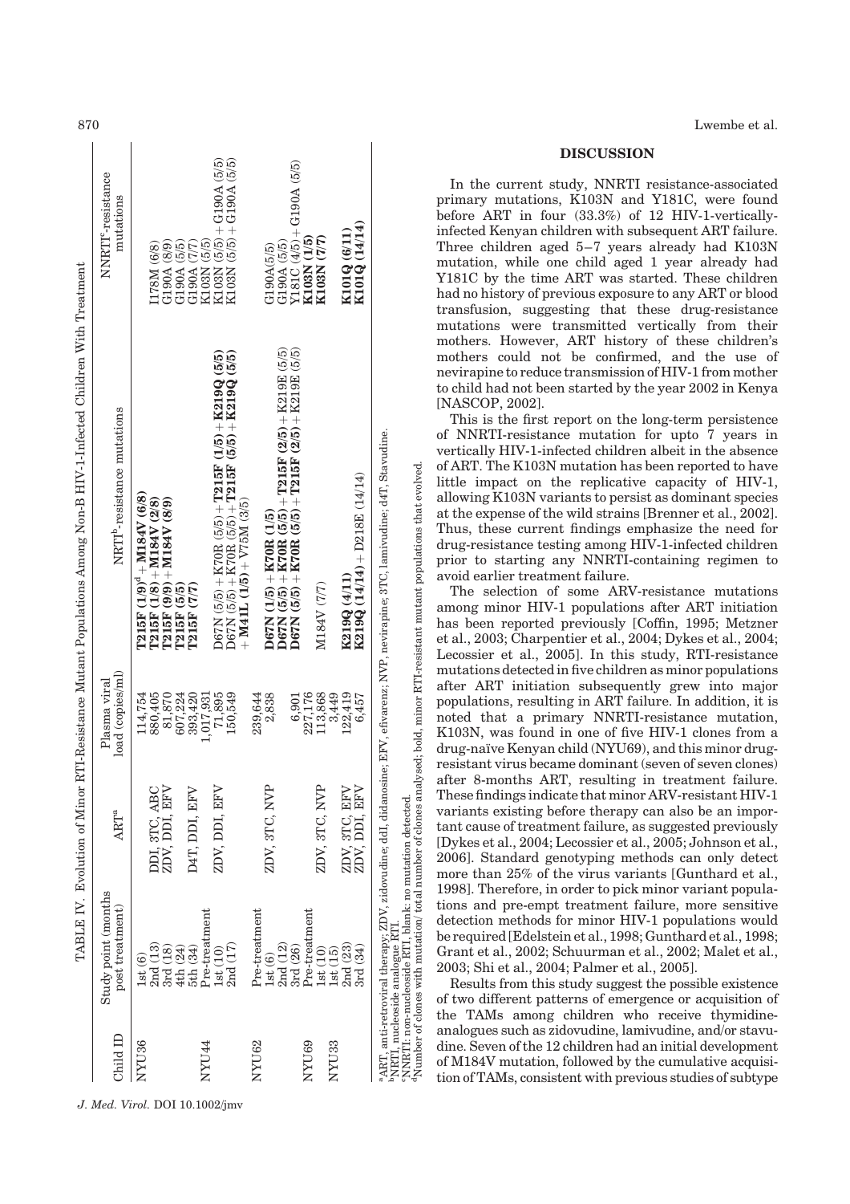TABLE IV. Evolution of Minor RTI-Resistance Mutant Populations Among Non-B HIV-1-Infected Children With Treatment

| Child ID | Study point (months post treatment) | ART[a] | Plasma viral load (copies/ml) | NRTI[b]-resistance mutations | NNRTI[c]-resistance mutations |
|---|---|---|---|---|---|
| NYU36 | 1st (6) | DDI, 3TC, ABC | 114,754 | **T215F (1/9)[d] + M184V (6/8)** | I178M (6/8) |
| | 2nd (13) | ZDV, DDI, EFV | 880,405 | **T215F (1/8) + M184V (2/8)** | G190A (8/9) |
| | 3rd (18) | | 81,870 | **T215F (9/9) + M184V (8/9)** | G190A (5/5) |
| | 4th (24) | | 607,224 | **T215F (5/5)** | G190A (7/7) |
| | 5th (34) | D4T, DDI, EFV | 393,420 | **T215F (7/7)** | G190A (5/5) |
| NYU44 | Pre-treatment | | 1,017,931 | | K103N (5/5) |
| | 1st (10) | ZDV, DDI, EFV | 71,895 | D67N (5/5) + K70R (5/5) + **T215F (1/5) + K219Q (5/5)** | K103N (5/5) + G190A (5/5) |
| | 2nd (17) | | 150,549 | D67N (5/5) + K70R (5/5) + **T215F (5/5) + K219Q (5/5)** + **M41L (1/5)** + V75M (3/5) | K103N (5/5) + G190A (5/5) |
| NYU62 | Pre-treatment | | 239,644 | | |
| | 1st (6) | ZDV, 3TC, NVP | 2,838 | **D67N (1/5) + K70R (1/5)** | G190A(5/5) |
| | 2nd (12) | | | **D67N (5/5) + K70R (5/5) + T215F (2/5)** + K219E (5/5) | G190A (5/5) |
| | 3rd (26) | | 6,901 | **D67N (5/5) + K70R (5/5) + T215F (2/5)** + K219E (5/5) | Y181C (4/5) + G190A (5/5) |
| NYU69 | Pre-treatment | | 227,176 | | **K103N (1/5)** |
| | 1st (10) | ZDV, 3TC, NVP | 113,868 | M184V (7/7) | **K103N (7/7)** |
| NYU33 | 1st (15) | | 3,449 | | |
| | 2nd (23) | ZDV, 3TC, EFV | 122,419 | **K219Q (4/11)** | **K101Q (6/11)** |
| | 3rd (34) | ZDV, DDI, EFV | 6,457 | **K219Q (14/14)** + D218E (14/14) | **K101Q (14/14)** |

[a]ART, anti-retroviral therapy; ZDV, zidovudine; ddI, didanosine; EFV, efivarenz; NVP, nevirapine; 3TC, lamivudine; d4T, Stavudine.
[b]NRTI, nucleoside analogue RTI.
[c]NNRTI: non-nucleoside RTI, blank: no mutation detected.
[d]Number of clones with mutation/ total number of clones analysed; bold, minor RTI-resistant mutant populations that evolved.

## DISCUSSION

In the current study, NNRTI resistance-associated primary mutations, K103N and Y181C, were found before ART in four (33.3%) of 12 HIV-1-vertically-infected Kenyan children with subsequent ART failure. Three children aged 5–7 years already had K103N mutation, while one child aged 1 year already had Y181C by the time ART was started. These children had no history of previous exposure to any ART or blood transfusion, suggesting that these drug-resistance mutations were transmitted vertically from their mothers. However, ART history of these children's mothers could not be confirmed, and the use of nevirapine to reduce transmission of HIV-1 from mother to child had not been started by the year 2002 in Kenya [NASCOP, 2002].

This is the first report on the long-term persistence of NNRTI-resistance mutation for upto 7 years in vertically HIV-1-infected children albeit in the absence of ART. The K103N mutation has been reported to have little impact on the replicative capacity of HIV-1, allowing K103N variants to persist as dominant species at the expense of the wild strains [Brenner et al., 2002]. Thus, these current findings emphasize the need for drug-resistance testing among HIV-1-infected children prior to starting any NNRTI-containing regimen to avoid earlier treatment failure.

The selection of some ARV-resistance mutations among minor HIV-1 populations after ART initiation has been reported previously [Coffin, 1995; Metzner et al., 2003; Charpentier et al., 2004; Dykes et al., 2004; Lecossier et al., 2005]. In this study, RTI-resistance mutations detected in five children as minor populations after ART initiation subsequently grew into major populations, resulting in ART failure. In addition, it is noted that a primary NNRTI-resistance mutation, K103N, was found in one of five HIV-1 clones from a drug-naïve Kenyan child (NYU69), and this minor drug-resistant virus became dominant (seven of seven clones) after 8-months ART, resulting in treatment failure. These findings indicate that minor ARV-resistant HIV-1 variants existing before therapy can also be an important cause of treatment failure, as suggested previously [Dykes et al., 2004; Lecossier et al., 2005; Johnson et al., 2006]. Standard genotyping methods can only detect more than 25% of the virus variants [Gunthard et al., 1998]. Therefore, in order to pick minor variant populations and pre-empt treatment failure, more sensitive detection methods for minor HIV-1 populations would be required [Edelstein et al., 1998; Gunthard et al., 1998; Grant et al., 2002; Schuurman et al., 2002; Malet et al., 2003; Shi et al., 2004; Palmer et al., 2005].

Results from this study suggest the possible existence of two different patterns of emergence or acquisition of the TAMs among children who receive thymidine-analogues such as zidovudine, lamivudine, and/or stavudine. Seven of the 12 children had an initial development of M184V mutation, followed by the cumulative acquisition of TAMs, consistent with previous studies of subtype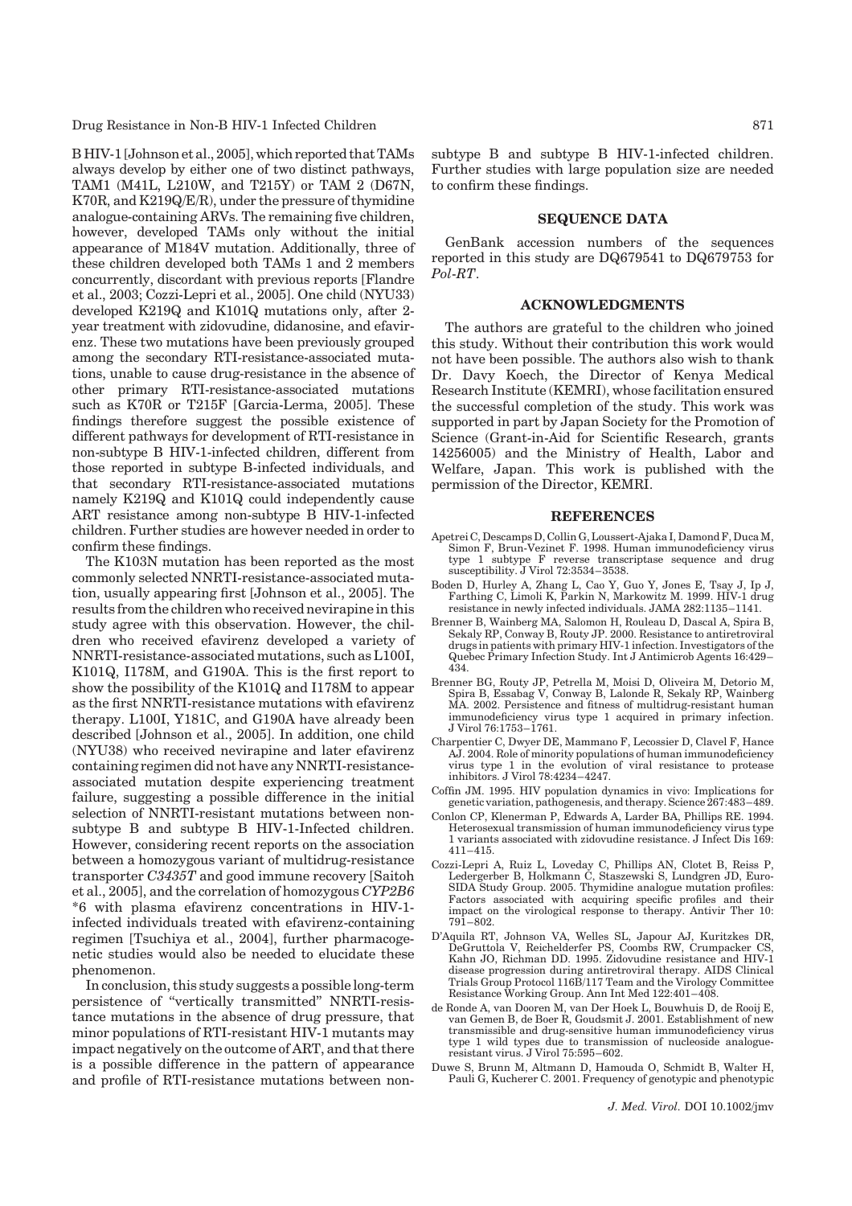B HIV-1 [Johnson et al., 2005], which reported that TAMs always develop by either one of two distinct pathways, TAM1 (M41L, L210W, and T215Y) or TAM 2 (D67N, K70R, and K219Q/E/R), under the pressure of thymidine analogue-containing ARVs. The remaining five children, however, developed TAMs only without the initial appearance of M184V mutation. Additionally, three of these children developed both TAMs 1 and 2 members concurrently, discordant with previous reports [Flandre et al., 2003; Cozzi-Lepri et al., 2005]. One child (NYU33) developed K219Q and K101Q mutations only, after 2-year treatment with zidovudine, didanosine, and efavirenz. These two mutations have been previously grouped among the secondary RTI-resistance-associated mutations, unable to cause drug-resistance in the absence of other primary RTI-resistance-associated mutations such as K70R or T215F [Garcia-Lerma, 2005]. These findings therefore suggest the possible existence of different pathways for development of RTI-resistance in non-subtype B HIV-1-infected children, different from those reported in subtype B-infected individuals, and that secondary RTI-resistance-associated mutations namely K219Q and K101Q could independently cause ART resistance among non-subtype B HIV-1-infected children. Further studies are however needed in order to confirm these findings.

The K103N mutation has been reported as the most commonly selected NNRTI-resistance-associated mutation, usually appearing first [Johnson et al., 2005]. The results from the children who received nevirapine in this study agree with this observation. However, the children who received efavirenz developed a variety of NNRTI-resistance-associated mutations, such as L100I, K101Q, I178M, and G190A. This is the first report to show the possibility of the K101Q and I178M to appear as the first NNRTI-resistance mutations with efavirenz therapy. L100I, Y181C, and G190A have already been described [Johnson et al., 2005]. In addition, one child (NYU38) who received nevirapine and later efavirenz containing regimen did not have any NNRTI-resistance-associated mutation despite experiencing treatment failure, suggesting a possible difference in the initial selection of NNRTI-resistant mutations between non-subtype B and subtype B HIV-1-Infected children. However, considering recent reports on the association between a homozygous variant of multidrug-resistance transporter *C3435T* and good immune recovery [Saitoh et al., 2005], and the correlation of homozygous *CYP2B6* *6 with plasma efavirenz concentrations in HIV-1-infected individuals treated with efavirenz-containing regimen [Tsuchiya et al., 2004], further pharmacogenetic studies would also be needed to elucidate these phenomenon.

In conclusion, this study suggests a possible long-term persistence of "vertically transmitted" NNRTI-resistance mutations in the absence of drug pressure, that minor populations of RTI-resistant HIV-1 mutants may impact negatively on the outcome of ART, and that there is a possible difference in the pattern of appearance and profile of RTI-resistance mutations between non-subtype B and subtype B HIV-1-infected children. Further studies with large population size are needed to confirm these findings.

## SEQUENCE DATA

GenBank accession numbers of the sequences reported in this study are DQ679541 to DQ679753 for *Pol-RT*.

## ACKNOWLEDGMENTS

The authors are grateful to the children who joined this study. Without their contribution this work would not have been possible. The authors also wish to thank Dr. Davy Koech, the Director of Kenya Medical Research Institute (KEMRI), whose facilitation ensured the successful completion of the study. This work was supported in part by Japan Society for the Promotion of Science (Grant-in-Aid for Scientific Research, grants 14256005) and the Ministry of Health, Labor and Welfare, Japan. This work is published with the permission of the Director, KEMRI.

## REFERENCES

Apetrei C, Descamps D, Collin G, Loussert-Ajaka I, Damond F, Duca M, Simon F, Brun-Vezinet F. 1998. Human immunodeficiency virus type 1 subtype F reverse transcriptase sequence and drug susceptibility. J Virol 72:3534–3538.

Boden D, Hurley A, Zhang L, Cao Y, Guo Y, Jones E, Tsay J, Ip J, Farthing C, Limoli K, Parkin N, Markowitz M. 1999. HIV-1 drug resistance in newly infected individuals. JAMA 282:1135–1141.

Brenner B, Wainberg MA, Salomon H, Rouleau D, Dascal A, Spira B, Sekaly RP, Conway B, Routy JP. 2000. Resistance to antiretroviral drugs in patients with primary HIV-1 infection. Investigators of the Quebec Primary Infection Study. Int J Antimicrob Agents 16:429–434.

Brenner BG, Routy JP, Petrella M, Moisi D, Oliveira M, Detorio M, Spira B, Essabag V, Conway B, Lalonde R, Sekaly RP, Wainberg MA. 2002. Persistence and fitness of multidrug-resistant human immunodeficiency virus type 1 acquired in primary infection. J Virol 76:1753–1761.

Charpentier C, Dwyer DE, Mammano F, Lecossier D, Clavel F, Hance AJ. 2004. Role of minority populations of human immunodeficiency virus type 1 in the evolution of viral resistance to protease inhibitors. J Virol 78:4234–4247.

Coffin JM. 1995. HIV population dynamics in vivo: Implications for genetic variation, pathogenesis, and therapy. Science 267:483–489.

Conlon CP, Klenerman P, Edwards A, Larder BA, Phillips RE. 1994. Heterosexual transmission of human immunodeficiency virus type 1 variants associated with zidovudine resistance. J Infect Dis 169: 411–415.

Cozzi-Lepri A, Ruiz L, Loveday C, Phillips AN, Clotet B, Reiss P, Ledergerber B, Holkmann C, Staszewski S, Lundgren JD, Euro-SIDA Study Group. 2005. Thymidine analogue mutation profiles: Factors associated with acquiring specific profiles and their impact on the virological response to therapy. Antivir Ther 10: 791–802.

D'Aquila RT, Johnson VA, Welles SL, Japour AJ, Kuritzkes DR, DeGruttola V, Reichelderfer PS, Coombs RW, Crumpacker CS, Kahn JO, Richman DD. 1995. Zidovudine resistance and HIV-1 disease progression during antiretroviral therapy. AIDS Clinical Trials Group Protocol 116B/117 Team and the Virology Committee Resistance Working Group. Ann Int Med 122:401–408.

de Ronde A, van Dooren M, van Der Hoek L, Bouwhuis D, de Rooij E, van Gemen B, de Boer R, Goudsmit J. 2001. Establishment of new transmissible and drug-sensitive human immunodeficiency virus type 1 wild types due to transmission of nucleoside analogue-resistant virus. J Virol 75:595–602.

Duwe S, Brunn M, Altmann D, Hamouda O, Schmidt B, Walter H, Pauli G, Kucherer C. 2001. Frequency of genotypic and phenotypic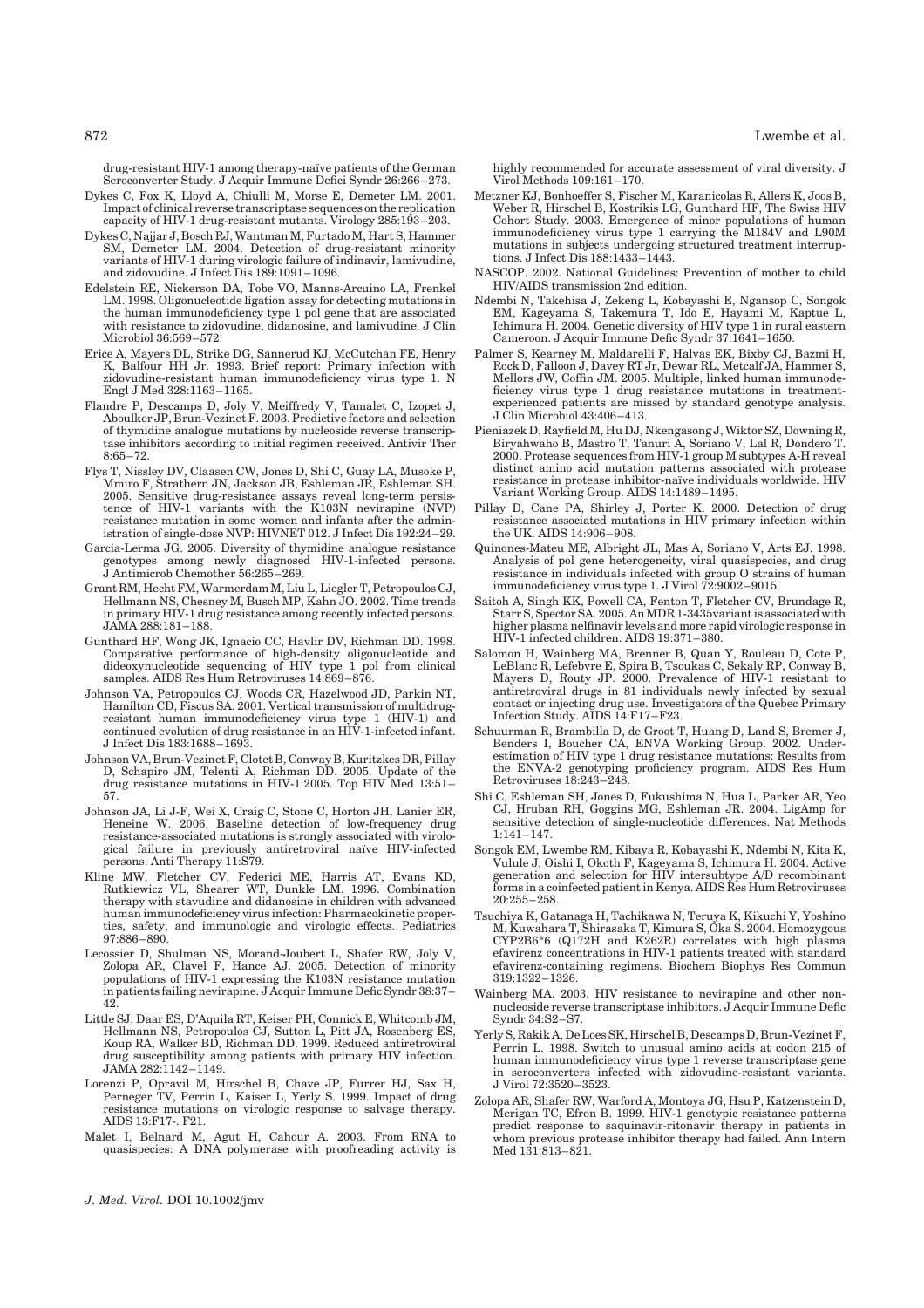drug-resistant HIV-1 among therapy-naïve patients of the German Seroconverter Study. J Acquir Immune Defici Syndr 26:266–273.

Dykes C, Fox K, Lloyd A, Chiulli M, Morse E, Demeter LM. 2001. Impact of clinical reverse transcriptase sequences on the replication capacity of HIV-1 drug-resistant mutants. Virology 285:193–203.

Dykes C, Najjar J, Bosch RJ, Wantman M, Furtado M, Hart S, Hammer SM, Demeter LM. 2004. Detection of drug-resistant minority variants of HIV-1 during virologic failure of indinavir, lamivudine, and zidovudine. J Infect Dis 189:1091–1096.

Edelstein RE, Nickerson DA, Tobe VO, Manns-Arcuino LA, Frenkel LM. 1998. Oligonucleotide ligation assay for detecting mutations in the human immunodeficiency type 1 pol gene that are associated with resistance to zidovudine, didanosine, and lamivudine. J Clin Microbiol 36:569–572.

Erice A, Mayers DL, Strike DG, Sannerud KJ, McCutchan FE, Henry K, Balfour HH Jr. 1993. Brief report: Primary infection with zidovudine-resistant human immunodeficiency virus type 1. N Engl J Med 328:1163–1165.

Flandre P, Descamps D, Joly V, Meiffredy V, Tamalet C, Izopet J, Aboulker JP, Brun-Vezinet F. 2003. Predictive factors and selection of thymidine analogue mutations by nucleoside reverse transcriptase inhibitors according to initial regimen received. Antivir Ther 8:65–72.

Flys T, Nissley DV, Claasen CW, Jones D, Shi C, Guay LA, Musoke P, Mmiro F, Strathern JN, Jackson JB, Eshleman JR, Eshleman SH. 2005. Sensitive drug-resistance assays reveal long-term persistence of HIV-1 variants with the K103N nevirapine (NVP) resistance mutation in some women and infants after the administration of single-dose NVP: HIVNET 012. J Infect Dis 192:24–29.

Garcia-Lerma JG. 2005. Diversity of thymidine analogue resistance genotypes among newly diagnosed HIV-1-infected persons. J Antimicrob Chemother 56:265–269.

Grant RM, Hecht FM, Warmerdam M, Liu L, Liegler T, Petropoulos CJ, Hellmann NS, Chesney M, Busch MP, Kahn JO. 2002. Time trends in primary HIV-1 drug resistance among recently infected persons. JAMA 288:181–188.

Gunthard HF, Wong JK, Ignacio CC, Havlir DV, Richman DD. 1998. Comparative performance of high-density oligonucleotide and dideoxynucleotide sequencing of HIV type 1 pol from clinical samples. AIDS Res Hum Retroviruses 14:869–876.

Johnson VA, Petropoulos CJ, Woods CR, Hazelwood JD, Parkin NT, Hamilton CD, Fiscus SA. 2001. Vertical transmission of multidrug-resistant human immunodeficiency virus type 1 (HIV-1) and continued evolution of drug resistance in an HIV-1-infected infant. J Infect Dis 183:1688–1693.

Johnson VA, Brun-Vezinet F, Clotet B, Conway B, Kuritzkes DR, Pillay D, Schapiro JM, Telenti A, Richman DD. 2005. Update of the drug resistance mutations in HIV-1:2005. Top HIV Med 13:51–57.

Johnson JA, Li J-F, Wei X, Craig C, Stone C, Horton JH, Lanier ER, Heneine W. 2006. Baseline detection of low-frequency drug resistance-associated mutations is strongly associated with virological failure in previously antiretroviral naïve HIV-infected persons. Anti Therapy 11:S79.

Kline MW, Fletcher CV, Federici ME, Harris AT, Evans KD, Rutkiewicz VL, Shearer WT, Dunkle LM. 1996. Combination therapy with stavudine and didanosine in children with advanced human immunodeficiency virus infection: Pharmacokinetic properties, safety, and immunologic and virologic effects. Pediatrics 97:886–890.

Lecossier D, Shulman NS, Morand-Joubert L, Shafer RW, Joly V, Zolopa AR, Clavel F, Hance AJ. 2005. Detection of minority populations of HIV-1 expressing the K103N resistance mutation in patients failing nevirapine. J Acquir Immune Defic Syndr 38:37–42.

Little SJ, Daar ES, D'Aquila RT, Keiser PH, Connick E, Whitcomb JM, Hellmann NS, Petropoulos CJ, Sutton L, Pitt JA, Rosenberg ES, Koup RA, Walker BD, Richman DD. 1999. Reduced antiretroviral drug susceptibility among patients with primary HIV infection. JAMA 282:1142–1149.

Lorenzi P, Opravil M, Hirschel B, Chave JP, Furrer HJ, Sax H, Perneger TV, Perrin L, Kaiser L, Yerly S. 1999. Impact of drug resistance mutations on virologic response to salvage therapy. AIDS 13:F17-. F21.

Malet I, Belnard M, Agut H, Cahour A. 2003. From RNA to quasispecies: A DNA polymerase with proofreading activity is highly recommended for accurate assessment of viral diversity. J Virol Methods 109:161–170.

Metzner KJ, Bonhoeffer S, Fischer M, Karanicolas R, Allers K, Joos B, Weber R, Hirschel B, Kostrikis LG, Gunthard HF, The Swiss HIV Cohort Study. 2003. Emergence of minor populations of human immunodeficiency virus type 1 carrying the M184V and L90M mutations in subjects undergoing structured treatment interruptions. J Infect Dis 188:1433–1443.

NASCOP. 2002. National Guidelines: Prevention of mother to child HIV/AIDS transmission 2nd edition.

Ndembi N, Takehisa J, Zekeng L, Kobayashi E, Ngansop C, Songok EM, Kageyama S, Takemura T, Ido E, Hayami M, Kaptue L, Ichimura H. 2004. Genetic diversity of HIV type 1 in rural eastern Cameroon. J Acquir Immune Defic Syndr 37:1641–1650.

Palmer S, Kearney M, Maldarelli F, Halvas EK, Bixby CJ, Bazmi H, Rock D, Falloon J, Davey RT Jr, Dewar RL, Metcalf JA, Hammer S, Mellors JW, Coffin JM. 2005. Multiple, linked human immunodeficiency virus type 1 drug resistance mutations in treatment-experienced patients are missed by standard genotype analysis. J Clin Microbiol 43:406–413.

Pieniazek D, Rayfield M, Hu DJ, Nkengasong J, Wiktor SZ, Downing R, Biryahwaho B, Mastro T, Tanuri A, Soriano V, Lal R, Dondero T. 2000. Protease sequences from HIV-1 group M subtypes A-H reveal distinct amino acid mutation patterns associated with protease resistance in protease inhibitor-naïve individuals worldwide. HIV Variant Working Group. AIDS 14:1489–1495.

Pillay D, Cane PA, Shirley J, Porter K. 2000. Detection of drug resistance associated mutations in HIV primary infection within the UK. AIDS 14:906–908.

Quinones-Mateu ME, Albright JL, Mas A, Soriano V, Arts EJ. 1998. Analysis of pol gene heterogeneity, viral quasispecies, and drug resistance in individuals infected with group O strains of human immunodeficiency virus type 1. J Virol 72:9002–9015.

Saitoh A, Singh KK, Powell CA, Fenton T, Fletcher CV, Brundage R, Starr S, Spector SA. 2005. An MDR1-3435variant is associated with higher plasma nelfinavir levels and more rapid virologic response in HIV-1 infected children. AIDS 19:371–380.

Salomon H, Wainberg MA, Brenner B, Quan Y, Rouleau D, Cote P, LeBlanc R, Lefebvre E, Spira B, Tsoukas C, Sekaly RP, Conway B, Mayers D, Routy JP. 2000. Prevalence of HIV-1 resistant to antiretroviral drugs in 81 individuals newly infected by sexual contact or injecting drug use. Investigators of the Quebec Primary Infection Study. AIDS 14:F17–F23.

Schuurman R, Brambilla D, de Groot T, Huang D, Land S, Bremer J, Benders I, Boucher CA, ENVA Working Group. 2002. Underestimation of HIV type 1 drug resistance mutations: Results from the ENVA-2 genotyping proficiency program. AIDS Res Hum Retroviruses 18:243–248.

Shi C, Eshleman SH, Jones D, Fukushima N, Hua L, Parker AR, Yeo CJ, Hruban RH, Goggins MG, Eshleman JR. 2004. LigAmp for sensitive detection of single-nucleotide differences. Nat Methods 1:141–147.

Songok EM, Lwembe RM, Kibaya R, Kobayashi K, Ndembi N, Kita K, Vulule J, Oishi I, Okoth F, Kageyama S, Ichimura H. 2004. Active generation and selection for HIV intersubtype A/D recombinant forms in a coinfected patient in Kenya. AIDS Res Hum Retroviruses 20:255–258.

Tsuchiya K, Gatanaga H, Tachikawa N, Teruya K, Kikuchi Y, Yoshino M, Kuwahara T, Shirasaka T, Kimura S, Oka S. 2004. Homozygous CYP2B6*6 (Q172H and K262R) correlates with high plasma efavirenz concentrations in HIV-1 patients treated with standard efavirenz-containing regimens. Biochem Biophys Res Commun 319:1322–1326.

Wainberg MA. 2003. HIV resistance to nevirapine and other non-nucleoside reverse transcriptase inhibitors. J Acquir Immune Defic Syndr 34:S2–S7.

Yerly S, Rakik A, De Loes SK, Hirschel B, Descamps D, Brun-Vezinet F, Perrin L. 1998. Switch to unusual amino acids at codon 215 of human immunodeficiency virus type 1 reverse transcriptase gene in seroconverters infected with zidovudine-resistant variants. J Virol 72:3520–3523.

Zolopa AR, Shafer RW, Warford A, Montoya JG, Hsu P, Katzenstein D, Merigan TC, Efron B. 1999. HIV-1 genotypic resistance patterns predict response to saquinavir-ritonavir therapy in patients in whom previous protease inhibitor therapy had failed. Ann Intern Med 131:813–821.